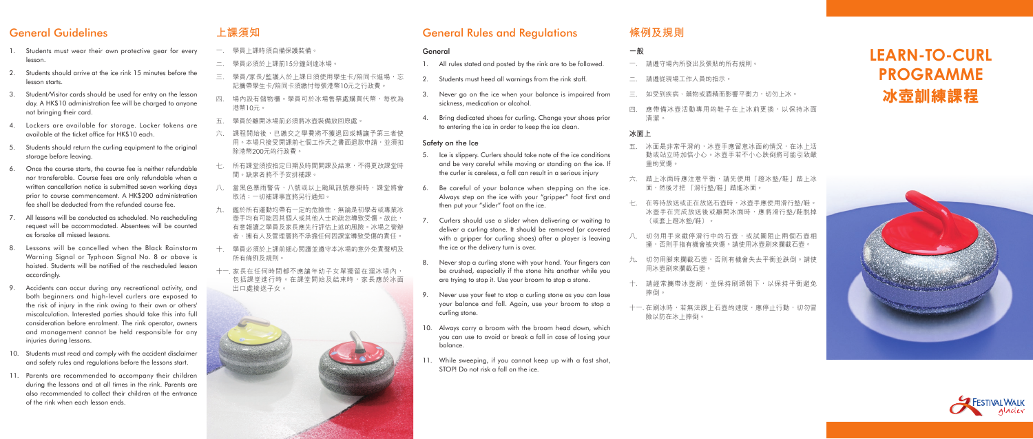# LEARN-TO-CURL PROGRAMME
# 冰壺訓練課程

## General Guidelines

1. Students must wear their own protective gear for every lesson.
2. Students should arrive at the ice rink 15 minutes before the lesson starts.
3. Student/Visitor cards should be used for entry on the lesson day. A HK$10 administration fee will be charged to anyone not bringing their card.
4. Lockers are available for storage. Locker tokens are available at the ticket office for HK$10 each.
5. Students should return the curling equipment to the original storage before leaving.
6. Once the course starts, the course fee is neither refundable nor transferable. Course fees are only refundable when a written cancellation notice is submitted seven working days prior to course commencement. A HK$200 administration fee shall be deducted from the refunded course fee.
7. All lessons will be conducted as scheduled. No rescheduling request will be accommodated. Absentees will be counted as forsake all missed lessons.
8. Lessons will be cancelled when the Black Rainstorm Warning Signal or Typhoon Signal No. 8 or above is hoisted. Students will be notified of the rescheduled lesson accordingly.
9. Accidents can occur during any recreational activity, and both beginners and high-level curlers are exposed to the risk of injury in the rink owing to their own or others' miscalculation. Interested parties should take this into full consideration before enrolment. The rink operator, owners and management cannot be held responsible for any injuries during lessons.
10. Students must read and comply with the accident disclaimer and safety rules and regulations before the lessons start.
11. Parents are recommended to accompany their children during the lessons and at all times in the rink. Parents are also recommended to collect their children at the entrance of the rink when each lesson ends.

## 上課須知

一. 學員上課時須自備保護裝備。

二. 學員必須於上課前15分鐘到達冰場。

三. 學員/家長/監護人於上課日須使用學生卡/陪同卡進場，忘記攜帶學生卡/陪同卡須繳付每張港幣10元之行政費。

四. 場內設有儲物櫃。學員可於冰場售票處購買代幣，每枚為港幣10元。

五. 學員於離開冰場前必須將冰壺裝備放回原處。

六. 課程開始後，已繳交之學費將不獲退回或轉讓予第三者使用。本場只接受開課前七個工作天之書面退款申請，並須扣除港幣200元的行政費。

七. 所有課堂須按指定日期及時間開課及結束，不得更改課堂時間。缺席者將不予安排補課。

八. 當黑色暴雨警告、八號或以上颱風訊號懸掛時，課堂將會取消；一切補課事宜將另行通知。

九. 鑑於所有運動均帶有一定的危險性，無論是初學者或專業冰壺手均有可能因其個人或其他人士的疏忽導致受傷。故此，有意報讀之學員及家長應先行評估上述的風險。冰場之營辦者、擁有人及管理層將不承擔任何因課堂導致受傷的責任。

十. 學員必須於上課前細心閱讀並遵守本冰場的意外免責聲明及所有條例及規則。

十一. 家長在任何時間都不應讓年幼子女單獨留在溜冰場內，包括課堂進行時。在課堂開始及結束時，家長應於冰面出口處接送子女。

## General Rules and Regulations

### General

1. All rules stated and posted by the rink are to be followed.
2. Students must heed all warnings from the rink staff.
3. Never go on the ice when your balance is impaired from sickness, medication or alcohol.
4. Bring dedicated shoes for curling. Change your shoes prior to entering the ice in order to keep the ice clean.

### Safety on the Ice

5. Ice is slippery. Curlers should take note of the ice conditions and be very careful while moving or standing on the ice. If the curler is careless, a fall can result in a serious injury
6. Be careful of your balance when stepping on the ice. Always step on the ice with your "gripper" foot first and then put your "slider" foot on the ice.
7. Curlers should use a slider when delivering or waiting to deliver a curling stone. It should be removed (or covered with a gripper for curling shoes) after a player is leaving the ice or the delivery turn is over.
8. Never stop a curling stone with your hand. Your fingers can be crushed, especially if the stone hits another while you are trying to stop it. Use your broom to stop a stone.
9. Never use your feet to stop a curling stone as you can lose your balance and fall. Again, use your broom to stop a curling stone.
10. Always carry a broom with the broom head down, which you can use to avoid or break a fall in case of losing your balance.
11. While sweeping, if you cannot keep up with a fast shot, STOP! Do not risk a fall on the ice.

## 條例及規則

### 一般

一. 請遵守場內所發出及張貼的所有規則。

二. 請遵從現場工作人員的指示。

三. 如受到疾病，藥物或酒精而影響平衡力，切勿上冰。

四. 應帶備冰壺活動專用的鞋子在上冰前更換，以保持冰面清潔。

### 冰面上

五. 冰面是非常平滑的，冰壺手應留意冰面的情況，在冰上活動或站立時加倍小心。冰壺手若不小心跌倒將可能引致嚴重的受傷。

六. 踏上冰面時應注意平衡，請先使用「踏冰墊/鞋」踏上冰面，然後才把「滑行墊/鞋」踏進冰面。

七. 在等待放送或正在放送石壺時，冰壺手應使用滑行墊/鞋。冰壺手在完成放送後或離開冰面時，應將滑行墊/鞋脫掉（或套上踏冰墊/鞋）。

八. 切勿用手來截停滑行中的石壺，或試圖阻止兩個石壺相撞，否則手指有機會被夾傷。請使用冰壺刷來攔截石壺。

九. 切勿用腳來攔截石壺，否則有機會失去平衡並跌倒。請使用冰壺刷來攔截石壺。

十. 請經常攜帶冰壺刷，並保持刷頭朝下，以保持平衡避免摔倒。

十一. 在刷冰時，若無法跟上石壺的速度，應停止行動，切勿冒險以防在冰上摔倒。

FESTIVAL WALK glacier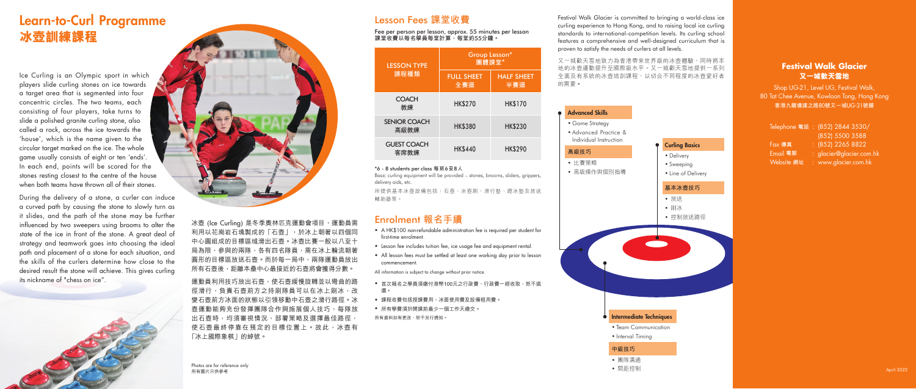# Learn-to-Curl Programme
# 冰壺訓練課程

Ice Curling is an Olympic sport in which players slide curling stones on ice towards a target area that is segmented into four concentric circles. The two teams, each consisting of four players, take turns to slide a polished granite curling stone, also called a rock, across the ice towards the 'house', which is the name given to the circular target marked on the ice. The whole game usually consists of eight or ten 'ends'. In each end, points will be scored for the stones resting closest to the centre of the house when both teams have thrown all of their stones.

During the delivery of a stone, a curler can induce a curved path by causing the stone to slowly turn as it slides, and the path of the stone may be further influenced by two sweepers using brooms to alter the state of the ice in front of the stone. A great deal of strategy and teamwork goes into choosing the ideal path and placement of a stone for each situation, and the skills of the curlers determine how close to the desired result the stone will achieve. This gives curling its nickname of "chess on ice".

冰壺 (Ice Curling) 是冬季奧林匹克運動會項目，運動員需利用以花崗岩石塊製成的「石壺」，於冰上朝著以四個同中心圓組成的目標區域滑出石壺。冰壺比賽一般以八至十局為限，參與的兩隊，各有四名隊員，需在冰上輪流朝著圓形的目標區放送石壺。而於每一局中，兩隊運動員放出所有石壺後，距離本壘中心最接近的石壺將會獲得分數。

運動員利用技巧放出石壺，使石壺緩慢旋轉並以彎曲的路徑滑行，負責石壺前方之持刷隊員可以在冰上刷冰，改變石壺前方冰面的狀態以引領移動中石壺之滑行路徑。冰壺運動能夠充分發揮團隊合作與施展個人技巧，每隊放出石壺時，均須審視情況，部署策略及選擇最佳路徑，使石壺最終停靠在預定的目標位置上。故此，冰壺有「冰上國際象棋」的綽號。

Photos are for reference only
所有圖片只供參考

## Lesson Fees 課堂收費

Fee per person per lesson, approx. 55 minutes per lesson
課堂收費以每名學員每堂計算，每堂約55分鐘。

| LESSON TYPE 課程種類 | Group Lesson* 團體課堂* | |
|---|---|---|
| | FULL SHEET 全賽道 | HALF SHEET 半賽道 |
| COACH 教練 | HK$270 | HK$170 |
| SENIOR COACH 高級教練 | HK$380 | HK$230 |
| GUEST COACH 客席教練 | HK$440 | HK$290 |

*6 - 8 students per class 每班6至8人

Basic curling equipment will be provided – stones, brooms, sliders, grippers, delivery aids, etc.

所提供基本冰壺設備包括：石壺，冰壺刷，滑行墊，避冰墊及放送輔助器等。

## Enrolment 報名手續

- A HK$100 non-refundable administration fee is required per student for first-time enrolment.
- Lesson fee includes tuition fee, ice usage fee and equipment rental.
- All lesson fees must be settled at least one working day prior to lesson commencement.

All information is subject to change without prior notice.

- 首次報名之學員須繳付港幣100元之行政費，行政費一經收取，恕不退還。
- 課程收費包括授課費用、冰面使用費及設備租用費。
- 所有學費須於開課前最少一個工作天繳交。

所有資料如有更改，恕不另行通知。

Festival Walk Glacier is committed to bringing a world-class ice curling experience to Hong Kong, and to raising local ice curling standards to international-competition levels. Its curling school features a comprehensive and well-designed curriculum that is proven to satisfy the needs of curlers at all levels.

又一城歡天雪地致力為香港帶來世界級的冰壺體驗，同時將本地的冰壺運動提升至國際級水平。又一城歡天雪地提供一系列全面及有系統的冰壺培訓課程，以切合不同程度的冰壺愛好者的需要。

**Curling Basics**
- Delivery
- Sweeping
- Line of Delivery

**基本冰壺技巧**
- 放送
- 刷冰
- 控制放送路徑

**Intermediate Techniques**
- Team Communication
- Interval Timing

**中級技巧**
- 團隊溝通
- 間距控制

**Advanced Skills**
- Game Strategy
- Advanced Practice & Individual Instruction

**高級技巧**
- 比賽策略
- 高級操作與個別指導

## Festival Walk Glacier
## 又一城歡天雪地

Shop UG-21, Level UG, Festival Walk,
80 Tat Chee Avenue, Kowloon Tong, Hong Kong
香港九龍塘達之路80號又一城UG-21號舖

Telephone 電話 : (852) 2844 3530/ (852) 5500 3588
Fax 傳真 : (852) 2265 8822
Email 電郵 : glacier@glacier.com.hk
Website 網址 : www.glacier.com.hk

April 2022